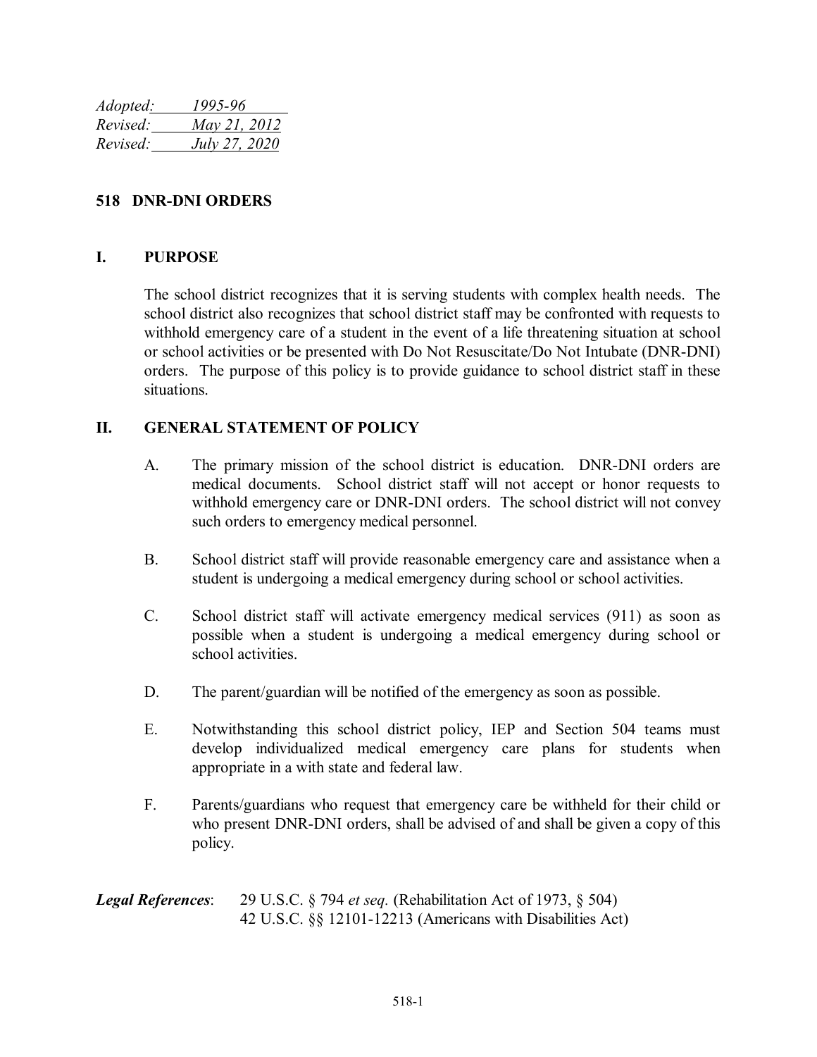*Adopted:* *1995-96*
*Revised:* *May 21, 2012*
*Revised:* *July 27, 2020*

## 518 DNR-DNI ORDERS

### I. PURPOSE

The school district recognizes that it is serving students with complex health needs. The school district also recognizes that school district staff may be confronted with requests to withhold emergency care of a student in the event of a life threatening situation at school or school activities or be presented with Do Not Resuscitate/Do Not Intubate (DNR-DNI) orders. The purpose of this policy is to provide guidance to school district staff in these situations.

### II. GENERAL STATEMENT OF POLICY

A. The primary mission of the school district is education. DNR-DNI orders are medical documents. School district staff will not accept or honor requests to withhold emergency care or DNR-DNI orders. The school district will not convey such orders to emergency medical personnel.

B. School district staff will provide reasonable emergency care and assistance when a student is undergoing a medical emergency during school or school activities.

C. School district staff will activate emergency medical services (911) as soon as possible when a student is undergoing a medical emergency during school or school activities.

D. The parent/guardian will be notified of the emergency as soon as possible.

E. Notwithstanding this school district policy, IEP and Section 504 teams must develop individualized medical emergency care plans for students when appropriate in a with state and federal law.

F. Parents/guardians who request that emergency care be withheld for their child or who present DNR-DNI orders, shall be advised of and shall be given a copy of this policy.

***Legal References***: 29 U.S.C. § 794 *et seq.* (Rehabilitation Act of 1973, § 504)
42 U.S.C. §§ 12101-12213 (Americans with Disabilities Act)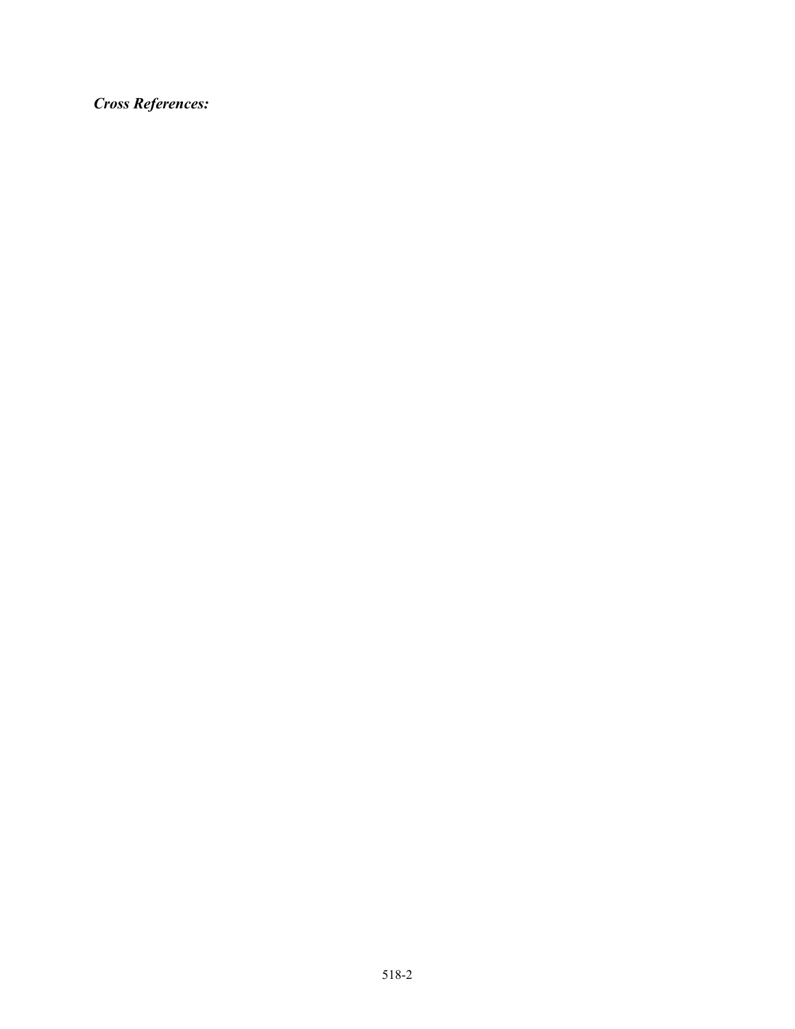***Cross References:***